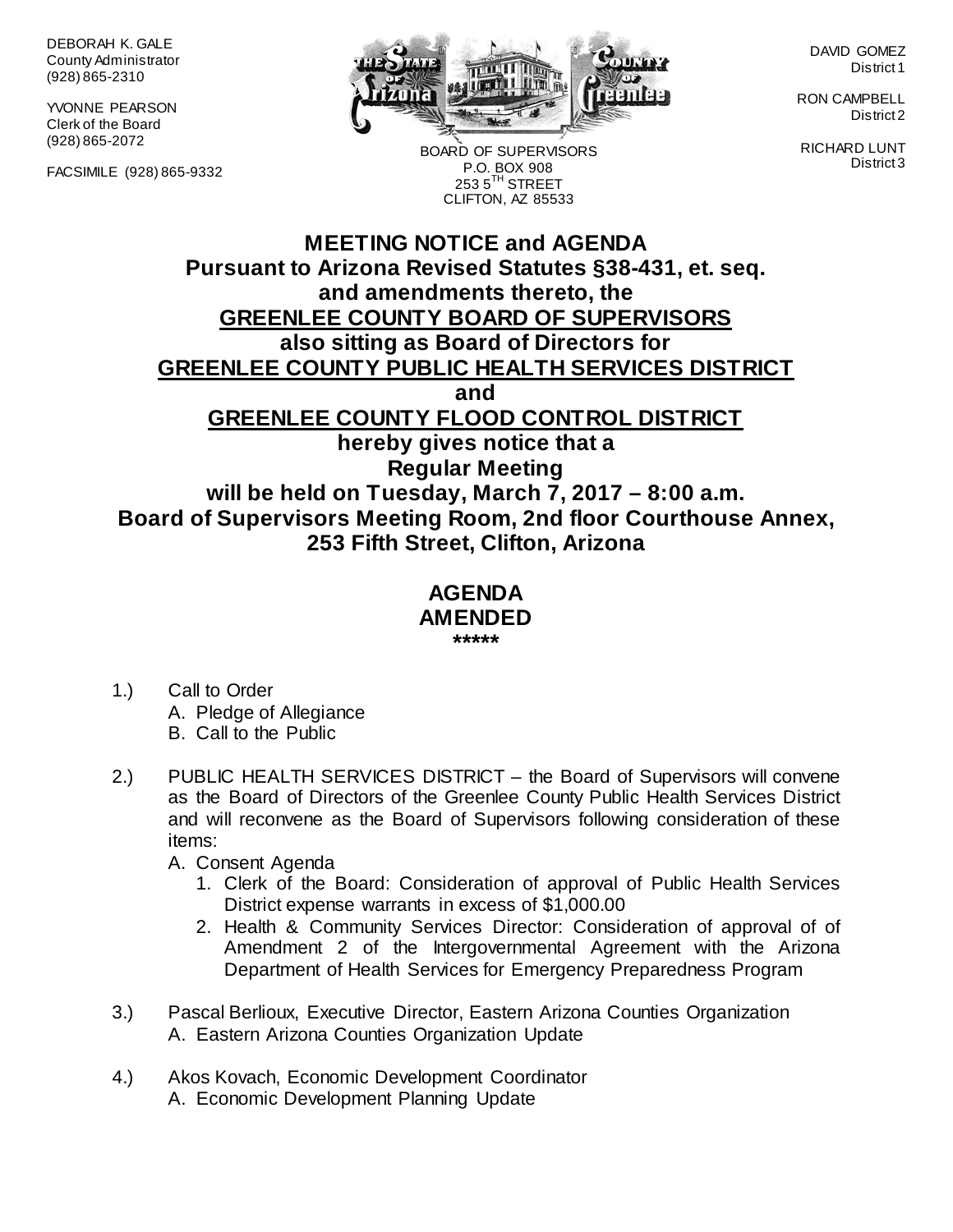DEBORAH K. GALE
County Administrator
(928) 865-2310

YVONNE PEARSON
Clerk of the Board
(928) 865-2072

FACSIMILE (928) 865-9332

BOARD OF SUPERVISORS
P.O. BOX 908
253 5TH STREET
CLIFTON, AZ 85533

DAVID GOMEZ
District 1

RON CAMPBELL
District 2

RICHARD LUNT
District 3

# MEETING NOTICE and AGENDA

**Pursuant to Arizona Revised Statutes §38-431, et. seq. and amendments thereto, the GREENLEE COUNTY BOARD OF SUPERVISORS also sitting as Board of Directors for GREENLEE COUNTY PUBLIC HEALTH SERVICES DISTRICT and GREENLEE COUNTY FLOOD CONTROL DISTRICT hereby gives notice that a Regular Meeting will be held on Tuesday, March 7, 2017 – 8:00 a.m. Board of Supervisors Meeting Room, 2nd floor Courthouse Annex, 253 Fifth Street, Clifton, Arizona**

## AGENDA
## AMENDED
*****

1.) Call to Order
   A. Pledge of Allegiance
   B. Call to the Public

2.) PUBLIC HEALTH SERVICES DISTRICT – the Board of Supervisors will convene as the Board of Directors of the Greenlee County Public Health Services District and will reconvene as the Board of Supervisors following consideration of these items:
   A. Consent Agenda
      1. Clerk of the Board: Consideration of approval of Public Health Services District expense warrants in excess of $1,000.00
      2. Health & Community Services Director: Consideration of approval of of Amendment 2 of the Intergovernmental Agreement with the Arizona Department of Health Services for Emergency Preparedness Program

3.) Pascal Berlioux, Executive Director, Eastern Arizona Counties Organization
   A. Eastern Arizona Counties Organization Update

4.) Akos Kovach, Economic Development Coordinator
   A. Economic Development Planning Update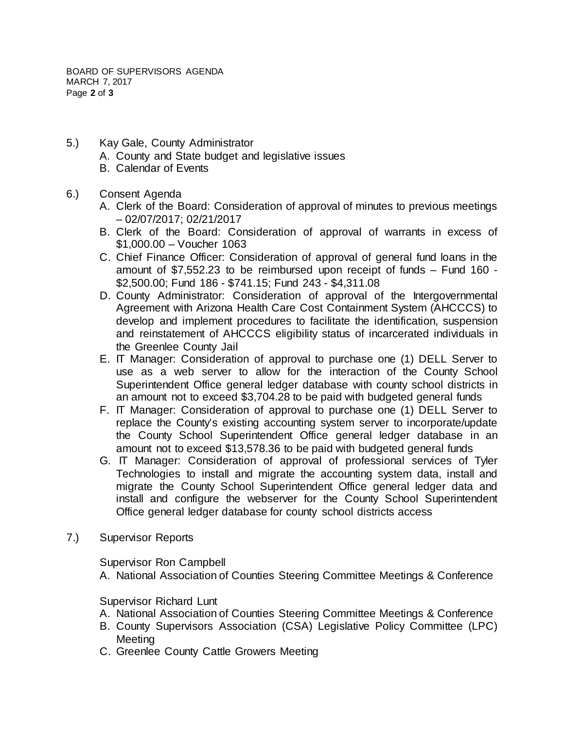5.) Kay Gale, County Administrator
   A. County and State budget and legislative issues
   B. Calendar of Events

6.) Consent Agenda
   A. Clerk of the Board: Consideration of approval of minutes to previous meetings – 02/07/2017; 02/21/2017
   B. Clerk of the Board: Consideration of approval of warrants in excess of $1,000.00 – Voucher 1063
   C. Chief Finance Officer: Consideration of approval of general fund loans in the amount of $7,552.23 to be reimbursed upon receipt of funds – Fund 160 - $2,500.00; Fund 186 - $741.15; Fund 243 - $4,311.08
   D. County Administrator: Consideration of approval of the Intergovernmental Agreement with Arizona Health Care Cost Containment System (AHCCCS) to develop and implement procedures to facilitate the identification, suspension and reinstatement of AHCCCS eligibility status of incarcerated individuals in the Greenlee County Jail
   E. IT Manager: Consideration of approval to purchase one (1) DELL Server to use as a web server to allow for the interaction of the County School Superintendent Office general ledger database with county school districts in an amount not to exceed $3,704.28 to be paid with budgeted general funds
   F. IT Manager: Consideration of approval to purchase one (1) DELL Server to replace the County's existing accounting system server to incorporate/update the County School Superintendent Office general ledger database in an amount not to exceed $13,578.36 to be paid with budgeted general funds
   G. IT Manager: Consideration of approval of professional services of Tyler Technologies to install and migrate the accounting system data, install and migrate the County School Superintendent Office general ledger data and install and configure the webserver for the County School Superintendent Office general ledger database for county school districts access

7.) Supervisor Reports

   Supervisor Ron Campbell
   A. National Association of Counties Steering Committee Meetings & Conference

   Supervisor Richard Lunt
   A. National Association of Counties Steering Committee Meetings & Conference
   B. County Supervisors Association (CSA) Legislative Policy Committee (LPC) Meeting
   C. Greenlee County Cattle Growers Meeting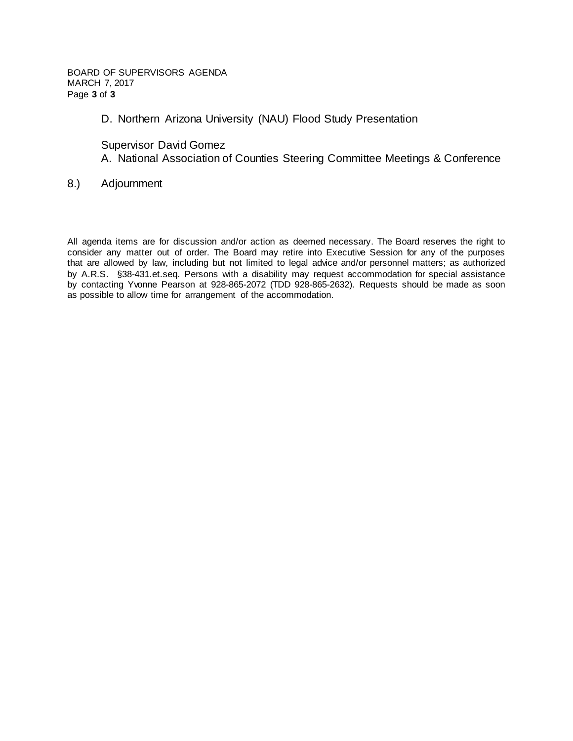D. Northern Arizona University (NAU) Flood Study Presentation

Supervisor David Gomez

A. National Association of Counties Steering Committee Meetings & Conference

8.) Adjournment

All agenda items are for discussion and/or action as deemed necessary. The Board reserves the right to consider any matter out of order. The Board may retire into Executive Session for any of the purposes that are allowed by law, including but not limited to legal advice and/or personnel matters; as authorized by A.R.S. §38-431.et.seq. Persons with a disability may request accommodation for special assistance by contacting Yvonne Pearson at 928-865-2072 (TDD 928-865-2632). Requests should be made as soon as possible to allow time for arrangement of the accommodation.